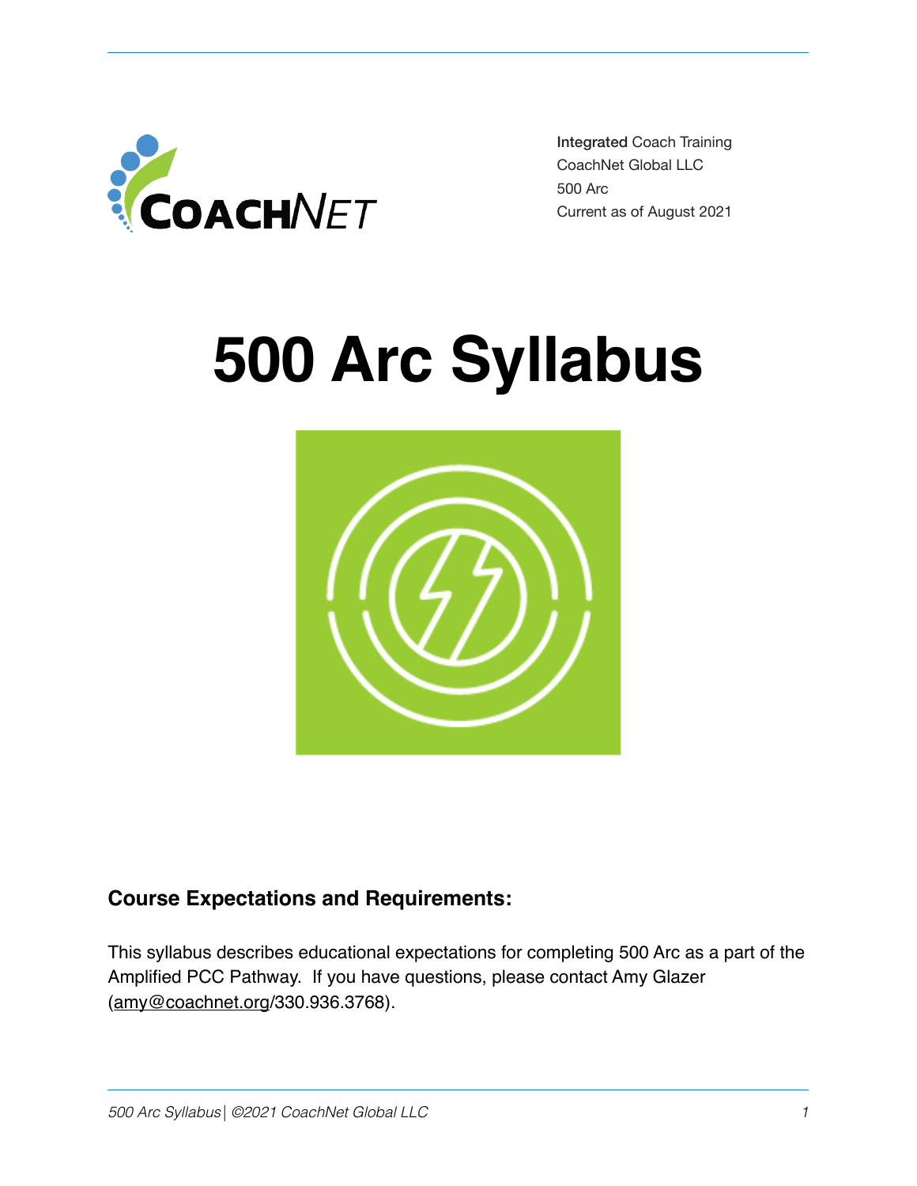Integrated Coach Training
CoachNet Global LLC
500 Arc
Current as of August 2021

# 500 Arc Syllabus

### Course Expectations and Requirements:

This syllabus describes educational expectations for completing 500 Arc as a part of the Amplified PCC Pathway. If you have questions, please contact Amy Glazer (amy@coachnet.org/330.936.3768).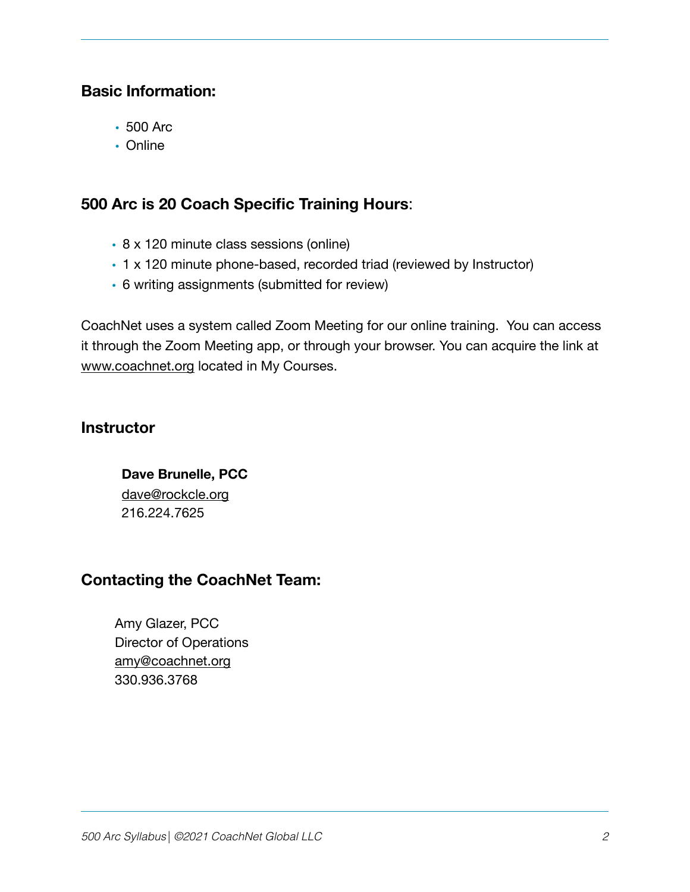## Basic Information:

- 500 Arc
- Online

## 500 Arc is 20 Coach Specific Training Hours:

- 8 x 120 minute class sessions (online)
- 1 x 120 minute phone-based, recorded triad (reviewed by Instructor)
- 6 writing assignments (submitted for review)

CoachNet uses a system called Zoom Meeting for our online training. You can access it through the Zoom Meeting app, or through your browser. You can acquire the link at www.coachnet.org located in My Courses.

## Instructor

**Dave Brunelle, PCC**
dave@rockcle.org
216.224.7625

## Contacting the CoachNet Team:

Amy Glazer, PCC
Director of Operations
amy@coachnet.org
330.936.3768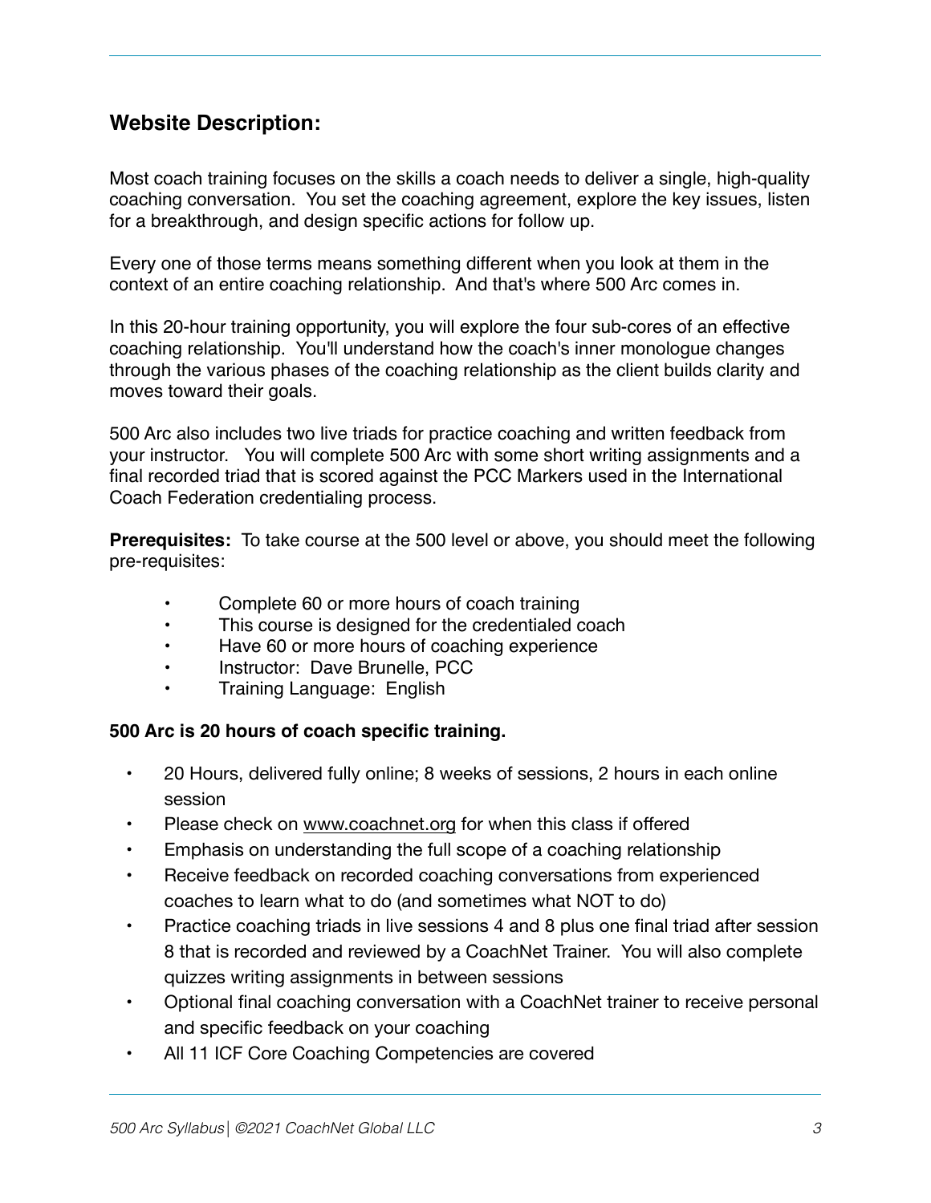## Website Description:

Most coach training focuses on the skills a coach needs to deliver a single, high-quality coaching conversation. You set the coaching agreement, explore the key issues, listen for a breakthrough, and design specific actions for follow up.

Every one of those terms means something different when you look at them in the context of an entire coaching relationship. And that's where 500 Arc comes in.

In this 20-hour training opportunity, you will explore the four sub-cores of an effective coaching relationship. You'll understand how the coach's inner monologue changes through the various phases of the coaching relationship as the client builds clarity and moves toward their goals.

500 Arc also includes two live triads for practice coaching and written feedback from your instructor. You will complete 500 Arc with some short writing assignments and a final recorded triad that is scored against the PCC Markers used in the International Coach Federation credentialing process.

**Prerequisites:** To take course at the 500 level or above, you should meet the following pre-requisites:

- Complete 60 or more hours of coach training
- This course is designed for the credentialed coach
- Have 60 or more hours of coaching experience
- Instructor: Dave Brunelle, PCC
- Training Language: English

**500 Arc is 20 hours of coach specific training.**

- 20 Hours, delivered fully online; 8 weeks of sessions, 2 hours in each online session
- Please check on www.coachnet.org for when this class if offered
- Emphasis on understanding the full scope of a coaching relationship
- Receive feedback on recorded coaching conversations from experienced coaches to learn what to do (and sometimes what NOT to do)
- Practice coaching triads in live sessions 4 and 8 plus one final triad after session 8 that is recorded and reviewed by a CoachNet Trainer. You will also complete quizzes writing assignments in between sessions
- Optional final coaching conversation with a CoachNet trainer to receive personal and specific feedback on your coaching
- All 11 ICF Core Coaching Competencies are covered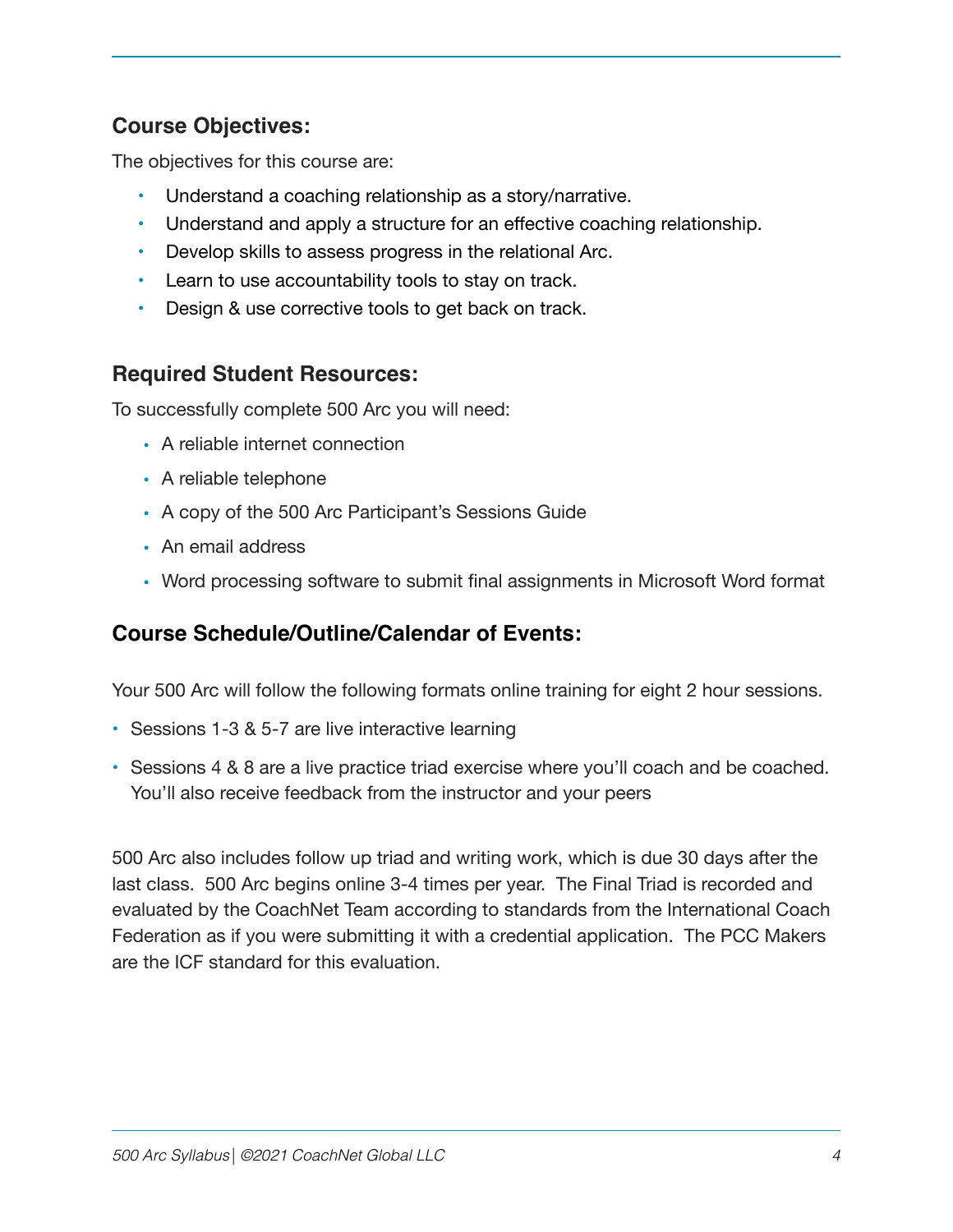## Course Objectives:

The objectives for this course are:

- Understand a coaching relationship as a story/narrative.
- Understand and apply a structure for an effective coaching relationship.
- Develop skills to assess progress in the relational Arc.
- Learn to use accountability tools to stay on track.
- Design & use corrective tools to get back on track.

## Required Student Resources:

To successfully complete 500 Arc you will need:

- A reliable internet connection
- A reliable telephone
- A copy of the 500 Arc Participant's Sessions Guide
- An email address
- Word processing software to submit final assignments in Microsoft Word format

## Course Schedule/Outline/Calendar of Events:

Your 500 Arc will follow the following formats online training for eight 2 hour sessions.

- Sessions 1-3 & 5-7 are live interactive learning
- Sessions 4 & 8 are a live practice triad exercise where you'll coach and be coached. You'll also receive feedback from the instructor and your peers

500 Arc also includes follow up triad and writing work, which is due 30 days after the last class. 500 Arc begins online 3-4 times per year. The Final Triad is recorded and evaluated by the CoachNet Team according to standards from the International Coach Federation as if you were submitting it with a credential application. The PCC Makers are the ICF standard for this evaluation.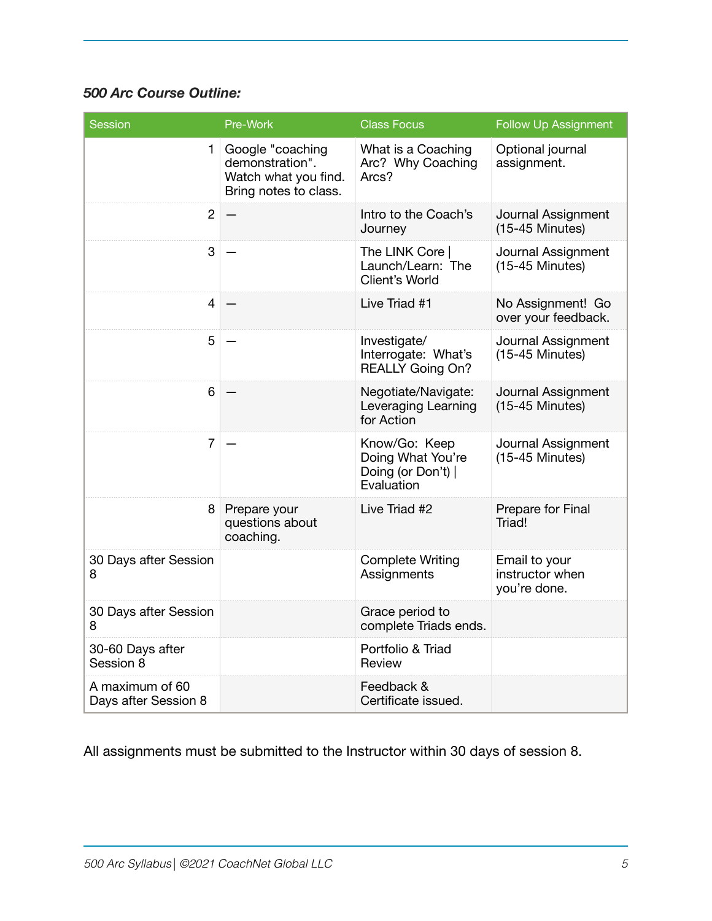***500 Arc Course Outline:***

| Session | Pre-Work | Class Focus | Follow Up Assignment |
|---|---|---|---|
| 1 | Google "coaching demonstration". Watch what you find. Bring notes to class. | What is a Coaching Arc? Why Coaching Arcs? | Optional journal assignment. |
| 2 | — | Intro to the Coach's Journey | Journal Assignment (15-45 Minutes) |
| 3 | — | The LINK Core \| Launch/Learn: The Client's World | Journal Assignment (15-45 Minutes) |
| 4 | — | Live Triad #1 | No Assignment! Go over your feedback. |
| 5 | — | Investigate/ Interrogate: What's REALLY Going On? | Journal Assignment (15-45 Minutes) |
| 6 | — | Negotiate/Navigate: Leveraging Learning for Action | Journal Assignment (15-45 Minutes) |
| 7 | — | Know/Go: Keep Doing What You're Doing (or Don't) \| Evaluation | Journal Assignment (15-45 Minutes) |
| 8 | Prepare your questions about coaching. | Live Triad #2 | Prepare for Final Triad! |
| 30 Days after Session 8 | | Complete Writing Assignments | Email to your instructor when you're done. |
| 30 Days after Session 8 | | Grace period to complete Triads ends. | |
| 30-60 Days after Session 8 | | Portfolio & Triad Review | |
| A maximum of 60 Days after Session 8 | | Feedback & Certificate issued. | |

All assignments must be submitted to the Instructor within 30 days of session 8.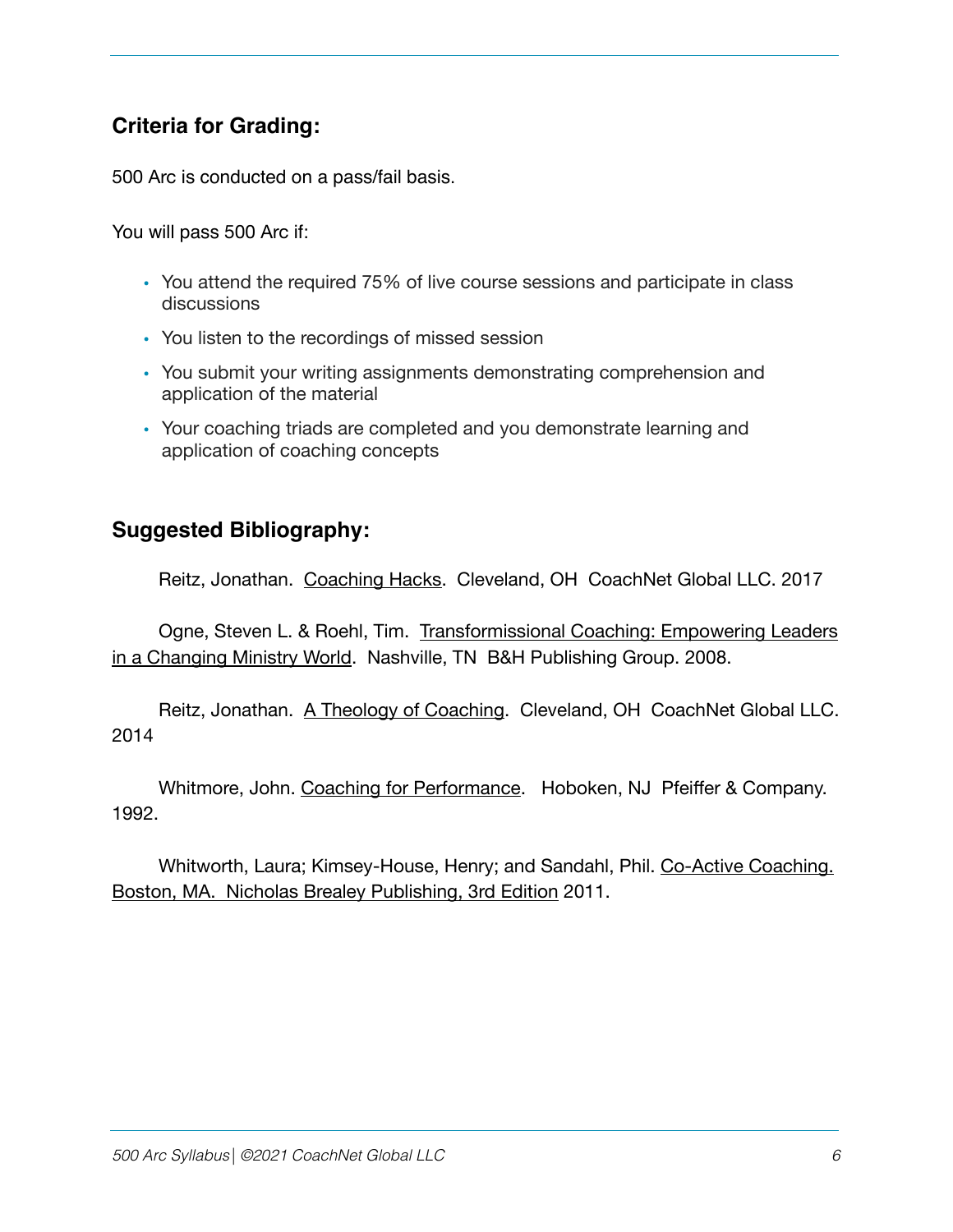## Criteria for Grading:

500 Arc is conducted on a pass/fail basis.

You will pass 500 Arc if:

- You attend the required 75% of live course sessions and participate in class discussions
- You listen to the recordings of missed session
- You submit your writing assignments demonstrating comprehension and application of the material
- Your coaching triads are completed and you demonstrate learning and application of coaching concepts

## Suggested Bibliography:

Reitz, Jonathan. Coaching Hacks. Cleveland, OH CoachNet Global LLC. 2017

Ogne, Steven L. & Roehl, Tim. Transformissional Coaching: Empowering Leaders in a Changing Ministry World. Nashville, TN B&H Publishing Group. 2008.

Reitz, Jonathan. A Theology of Coaching. Cleveland, OH CoachNet Global LLC. 2014

Whitmore, John. Coaching for Performance. Hoboken, NJ Pfeiffer & Company. 1992.

Whitworth, Laura; Kimsey-House, Henry; and Sandahl, Phil. Co-Active Coaching. Boston, MA. Nicholas Brealey Publishing, 3rd Edition 2011.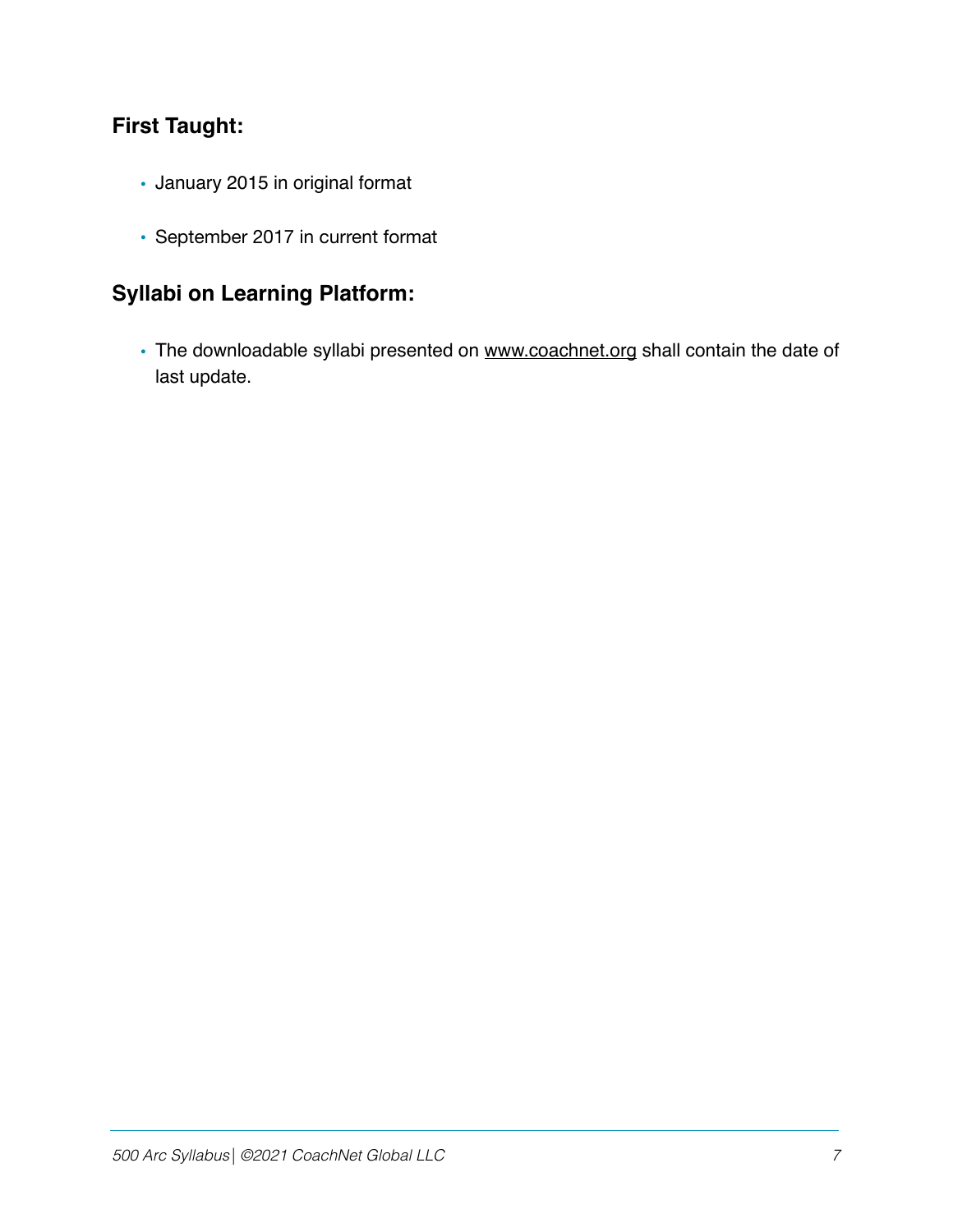## First Taught:

- January 2015 in original format
- September 2017 in current format

## Syllabi on Learning Platform:

- The downloadable syllabi presented on www.coachnet.org shall contain the date of last update.